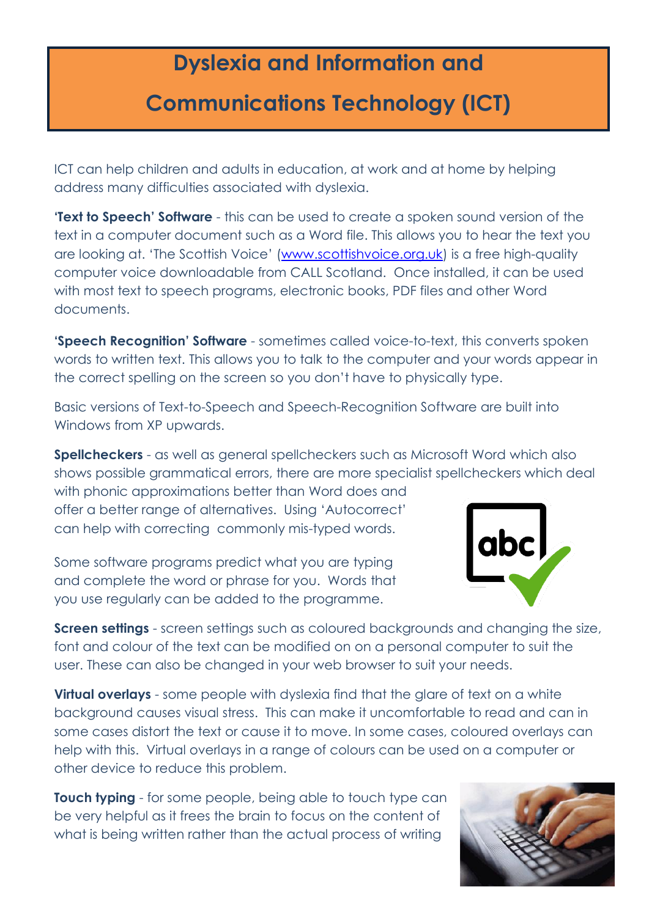# Dyslexia and Information and Communications Technology (ICT)

ICT can help children and adults in education, at work and at home by helping address many difficulties associated with dyslexia.

**'Text to Speech' Software** - this can be used to create a spoken sound version of the text in a computer document such as a Word file. This allows you to hear the text you are looking at. 'The Scottish Voice' (www.scottishvoice.org.uk) is a free high-quality computer voice downloadable from CALL Scotland. Once installed, it can be used with most text to speech programs, electronic books, PDF files and other Word documents.

**'Speech Recognition' Software** - sometimes called voice-to-text, this converts spoken words to written text. This allows you to talk to the computer and your words appear in the correct spelling on the screen so you don't have to physically type.

Basic versions of Text-to-Speech and Speech-Recognition Software are built into Windows from XP upwards.

**Spellcheckers** - as well as general spellcheckers such as Microsoft Word which also shows possible grammatical errors, there are more specialist spellcheckers which deal with phonic approximations better than Word does and offer a better range of alternatives. Using 'Autocorrect' can help with correcting commonly mis-typed words.

Some software programs predict what you are typing and complete the word or phrase for you. Words that you use regularly can be added to the programme.

**Screen settings** - screen settings such as coloured backgrounds and changing the size, font and colour of the text can be modified on on a personal computer to suit the user. These can also be changed in your web browser to suit your needs.

**Virtual overlays** - some people with dyslexia find that the glare of text on a white background causes visual stress. This can make it uncomfortable to read and can in some cases distort the text or cause it to move. In some cases, coloured overlays can help with this. Virtual overlays in a range of colours can be used on a computer or other device to reduce this problem.

**Touch typing** - for some people, being able to touch type can be very helpful as it frees the brain to focus on the content of what is being written rather than the actual process of writing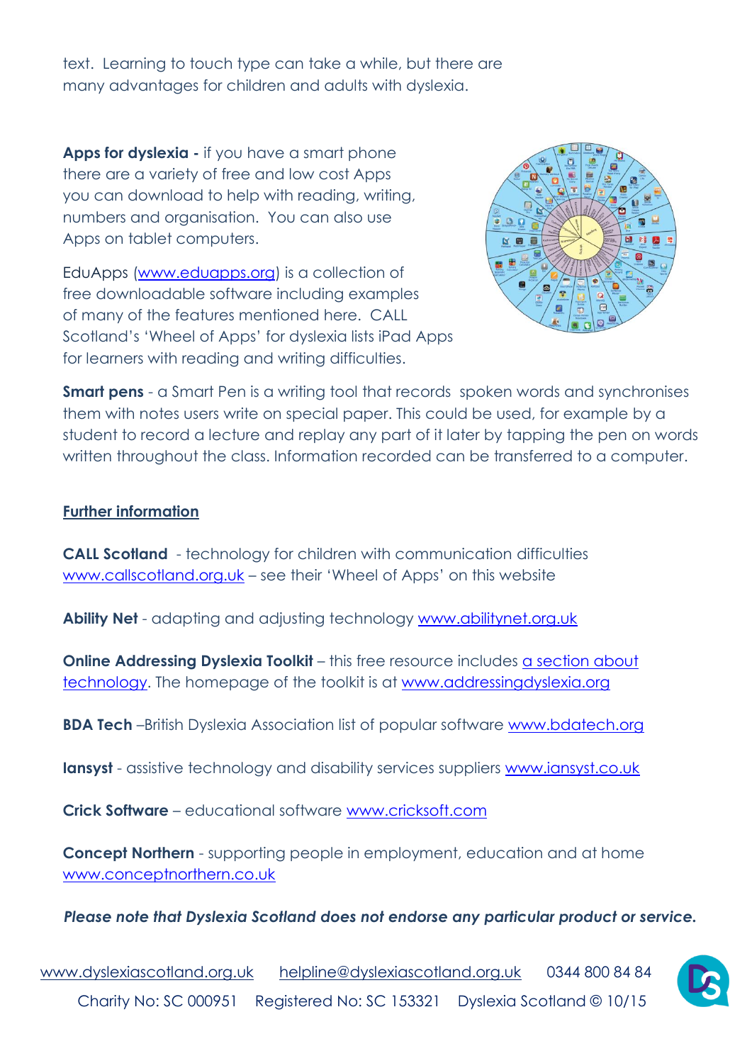text. Learning to touch type can take a while, but there are many advantages for children and adults with dyslexia.

**Apps for dyslexia -** if you have a smart phone there are a variety of free and low cost Apps you can download to help with reading, writing, numbers and organisation. You can also use Apps on tablet computers.

EduApps (www.eduapps.org) is a collection of free downloadable software including examples of many of the features mentioned here. CALL Scotland's 'Wheel of Apps' for dyslexia lists iPad Apps for learners with reading and writing difficulties.

**Smart pens** - a Smart Pen is a writing tool that records spoken words and synchronises them with notes users write on special paper. This could be used, for example by a student to record a lecture and replay any part of it later by tapping the pen on words written throughout the class. Information recorded can be transferred to a computer.

## Further information

**CALL Scotland** - technology for children with communication difficulties www.callscotland.org.uk – see their 'Wheel of Apps' on this website

**Ability Net** - adapting and adjusting technology www.abilitynet.org.uk

**Online Addressing Dyslexia Toolkit** – this free resource includes a section about technology. The homepage of the toolkit is at www.addressingdyslexia.org

**BDA Tech** –British Dyslexia Association list of popular software www.bdatech.org

**Iansyst** - assistive technology and disability services suppliers www.iansyst.co.uk

**Crick Software** – educational software www.cricksoft.com

**Concept Northern** - supporting people in employment, education and at home www.conceptnorthern.co.uk

***Please note that Dyslexia Scotland does not endorse any particular product or service.***

www.dyslexiascotland.org.uk helpline@dyslexiascotland.org.uk 0344 800 84 84

Charity No: SC 000951 Registered No: SC 153321 Dyslexia Scotland © 10/15